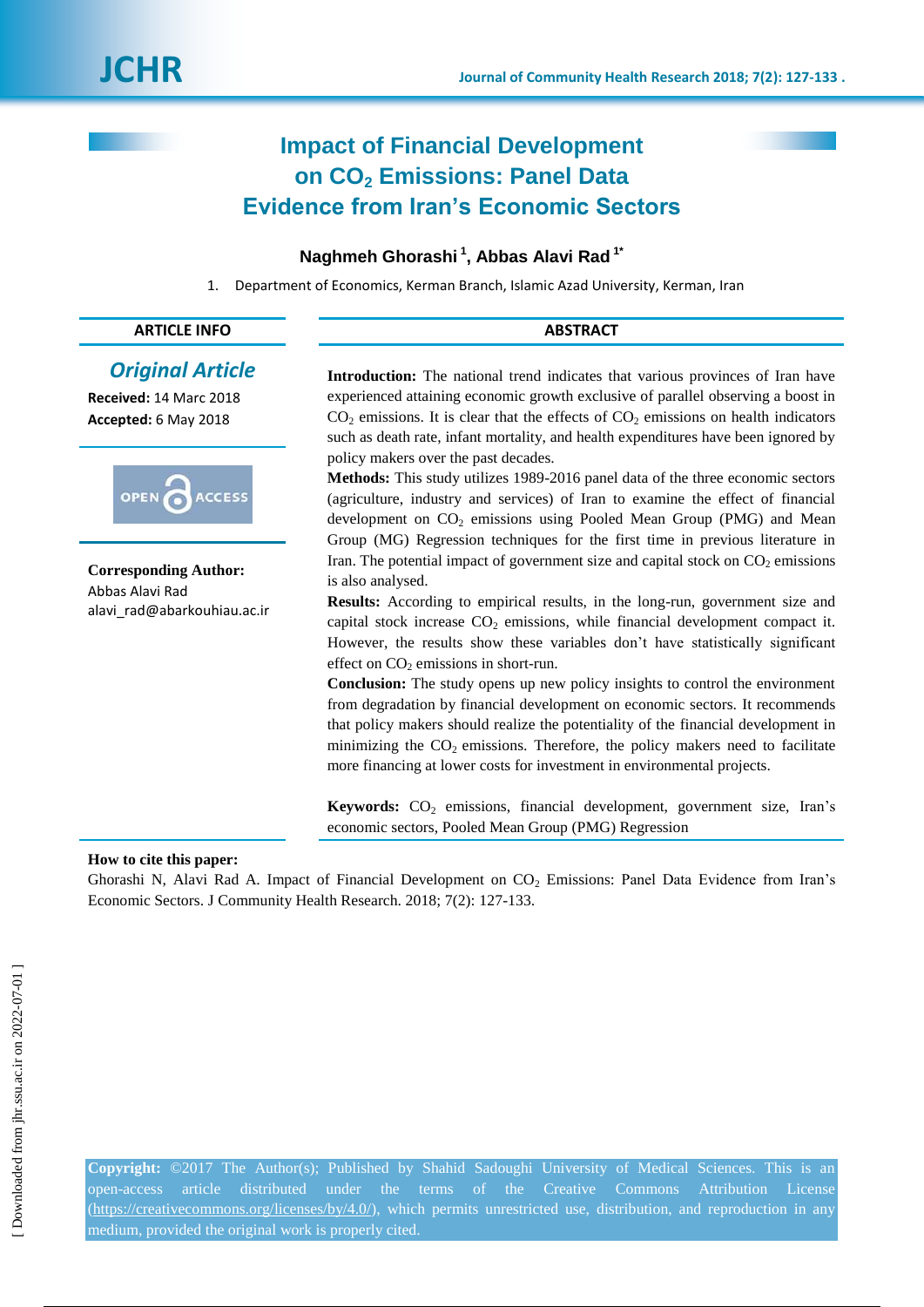# Impact of Financial Development on $CO_2$ Emissions: Panel Data Evidence from Iran's Economic Sectors

**Naghmeh Ghorashi [1], Abbas Alavi Rad [1*]**

1. Department of Economics, Kerman Branch, Islamic Azad University, Kerman, Iran

## ARTICLE INFO

*Original Article*

**Received:** 14 Marc 2018
**Accepted:** 6 May 2018

OPEN ACCESS

**Corresponding Author:**
Abbas Alavi Rad
alavi_rad@abarkouhiau.ac.ir

## ABSTRACT

**Introduction:** The national trend indicates that various provinces of Iran have experienced attaining economic growth exclusive of parallel observing a boost in $CO_2$ emissions. It is clear that the effects of $CO_2$ emissions on health indicators such as death rate, infant mortality, and health expenditures have been ignored by policy makers over the past decades.

**Methods:** This study utilizes 1989-2016 panel data of the three economic sectors (agriculture, industry and services) of Iran to examine the effect of financial development on $CO_2$ emissions using Pooled Mean Group (PMG) and Mean Group (MG) Regression techniques for the first time in previous literature in Iran. The potential impact of government size and capital stock on $CO_2$ emissions is also analysed.

**Results:** According to empirical results, in the long-run, government size and capital stock increase $CO_2$ emissions, while financial development compact it. However, the results show these variables don't have statistically significant effect on $CO_2$ emissions in short-run.

**Conclusion:** The study opens up new policy insights to control the environment from degradation by financial development on economic sectors. It recommends that policy makers should realize the potentiality of the financial development in minimizing the $CO_2$ emissions. Therefore, the policy makers need to facilitate more financing at lower costs for investment in environmental projects.

**Keywords:** $CO_2$ emissions, financial development, government size, Iran's economic sectors, Pooled Mean Group (PMG) Regression

**How to cite this paper:**
Ghorashi N, Alavi Rad A. Impact of Financial Development on $CO_2$ Emissions: Panel Data Evidence from Iran's Economic Sectors. J Community Health Research. 2018; 7(2): 127-133.

**Copyright:** ©2017 The Author(s); Published by Shahid Sadoughi University of Medical Sciences. This is an open-access article distributed under the terms of the Creative Commons Attribution License (https://creativecommons.org/licenses/by/4.0/), which permits unrestricted use, distribution, and reproduction in any medium, provided the original work is properly cited.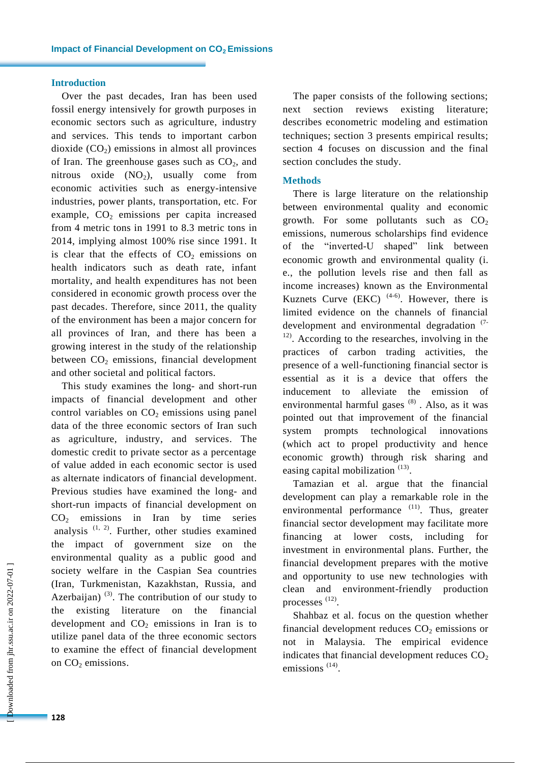## Introduction

Over the past decades, Iran has been used fossil energy intensively for growth purposes in economic sectors such as agriculture, industry and services. This tends to important carbon dioxide ($CO_2$) emissions in almost all provinces of Iran. The greenhouse gases such as $CO_2$, and nitrous oxide ($NO_2$), usually come from economic activities such as energy-intensive industries, power plants, transportation, etc. For example, $CO_2$ emissions per capita increased from 4 metric tons in 1991 to 8.3 metric tons in 2014, implying almost 100% rise since 1991. It is clear that the effects of $CO_2$ emissions on health indicators such as death rate, infant mortality, and health expenditures has not been considered in economic growth process over the past decades. Therefore, since 2011, the quality of the environment has been a major concern for all provinces of Iran, and there has been a growing interest in the study of the relationship between $CO_2$ emissions, financial development and other societal and political factors.

This study examines the long- and short-run impacts of financial development and other control variables on $CO_2$ emissions using panel data of the three economic sectors of Iran such as agriculture, industry, and services. The domestic credit to private sector as a percentage of value added in each economic sector is used as alternate indicators of financial development. Previous studies have examined the long- and short-run impacts of financial development on $CO_2$ emissions in Iran by time series analysis [1, 2]. Further, other studies examined the impact of government size on the environmental quality as a public good and society welfare in the Caspian Sea countries (Iran, Turkmenistan, Kazakhstan, Russia, and Azerbaijan) [3]. The contribution of our study to the existing literature on the financial development and $CO_2$ emissions in Iran is to utilize panel data of the three economic sectors to examine the effect of financial development on $CO_2$ emissions.

The paper consists of the following sections; next section reviews existing literature; describes econometric modeling and estimation techniques; section 3 presents empirical results; section 4 focuses on discussion and the final section concludes the study.

## Methods

There is large literature on the relationship between environmental quality and economic growth. For some pollutants such as $CO_2$ emissions, numerous scholarships find evidence of the "inverted-U shaped" link between economic growth and environmental quality (i. e., the pollution levels rise and then fall as income increases) known as the Environmental Kuznets Curve (EKC) [4-6]. However, there is limited evidence on the channels of financial development and environmental degradation [7-12]. According to the researches, involving in the practices of carbon trading activities, the presence of a well-functioning financial sector is essential as it is a device that offers the inducement to alleviate the emission of environmental harmful gases [8]. Also, as it was pointed out that improvement of the financial system prompts technological innovations (which act to propel productivity and hence economic growth) through risk sharing and easing capital mobilization [13].

Tamazian et al. argue that the financial development can play a remarkable role in the environmental performance [11]. Thus, greater financial sector development may facilitate more financing at lower costs, including for investment in environmental plans. Further, the financial development prepares with the motive and opportunity to use new technologies with clean and environment-friendly production processes [12].

Shahbaz et al. focus on the question whether financial development reduces $CO_2$ emissions or not in Malaysia. The empirical evidence indicates that financial development reduces $CO_2$ emissions [14].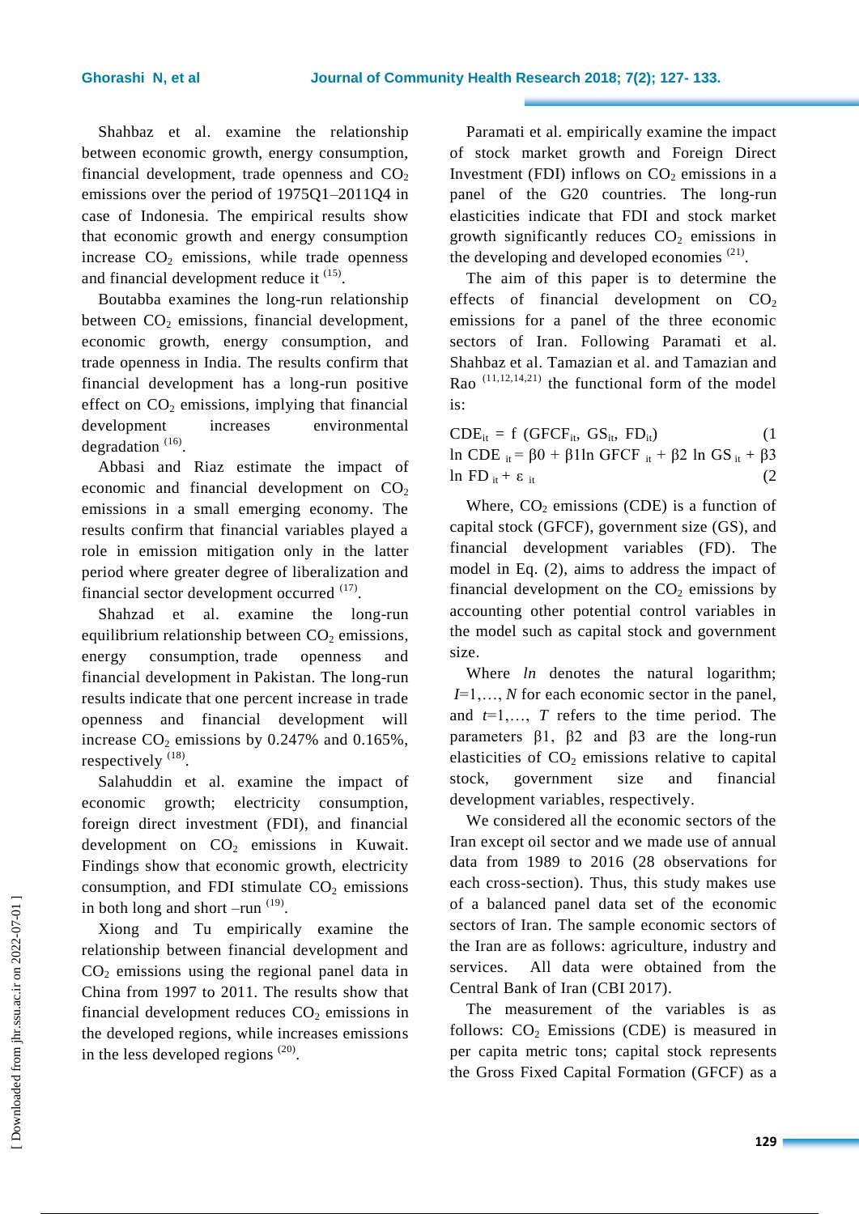Shahbaz et al. examine the relationship between economic growth, energy consumption, financial development, trade openness and $CO_2$ emissions over the period of 1975Q1–2011Q4 in case of Indonesia. The empirical results show that economic growth and energy consumption increase $CO_2$ emissions, while trade openness and financial development reduce it [15].

Boutabba examines the long-run relationship between $CO_2$ emissions, financial development, economic growth, energy consumption, and trade openness in India. The results confirm that financial development has a long-run positive effect on $CO_2$ emissions, implying that financial development increases environmental degradation [16].

Abbasi and Riaz estimate the impact of economic and financial development on $CO_2$ emissions in a small emerging economy. The results confirm that financial variables played a role in emission mitigation only in the latter period where greater degree of liberalization and financial sector development occurred [17].

Shahzad et al. examine the long-run equilibrium relationship between $CO_2$ emissions, energy consumption, trade openness and financial development in Pakistan. The long-run results indicate that one percent increase in trade openness and financial development will increase $CO_2$ emissions by 0.247% and 0.165%, respectively [18].

Salahuddin et al. examine the impact of economic growth; electricity consumption, foreign direct investment (FDI), and financial development on $CO_2$ emissions in Kuwait. Findings show that economic growth, electricity consumption, and FDI stimulate $CO_2$ emissions in both long and short –run [19].

Xiong and Tu empirically examine the relationship between financial development and $CO_2$ emissions using the regional panel data in China from 1997 to 2011. The results show that financial development reduces $CO_2$ emissions in the developed regions, while increases emissions in the less developed regions [20].

Paramati et al. empirically examine the impact of stock market growth and Foreign Direct Investment (FDI) inflows on $CO_2$ emissions in a panel of the G20 countries. The long-run elasticities indicate that FDI and stock market growth significantly reduces $CO_2$ emissions in the developing and developed economies [21].

The aim of this paper is to determine the effects of financial development on $CO_2$ emissions for a panel of the three economic sectors of Iran. Following Paramati et al. Shahbaz et al. Tamazian et al. and Tamazian and Rao [11,12,14,21] the functional form of the model is:

$$CDE_{it} = f\,(GFCF_{it},\ GS_{it},\ FD_{it}) \qquad (1$$

$$\ln CDE_{it} = \beta 0 + \beta 1 \ln GFCF_{it} + \beta 2 \ln GS_{it} + \beta 3 \ln FD_{it} + \varepsilon_{it} \qquad (2$$

Where, $CO_2$ emissions (CDE) is a function of capital stock (GFCF), government size (GS), and financial development variables (FD). The model in Eq. (2), aims to address the impact of financial development on the $CO_2$ emissions by accounting other potential control variables in the model such as capital stock and government size.

Where *ln* denotes the natural logarithm; $I$=1,…, $N$ for each economic sector in the panel, and $t$=1,…, $T$ refers to the time period. The parameters β1, β2 and β3 are the long-run elasticities of $CO_2$ emissions relative to capital stock, government size and financial development variables, respectively.

We considered all the economic sectors of the Iran except oil sector and we made use of annual data from 1989 to 2016 (28 observations for each cross-section). Thus, this study makes use of a balanced panel data set of the economic sectors of Iran. The sample economic sectors of the Iran are as follows: agriculture, industry and services. All data were obtained from the Central Bank of Iran (CBI 2017).

The measurement of the variables is as follows: $CO_2$ Emissions (CDE) is measured in per capita metric tons; capital stock represents the Gross Fixed Capital Formation (GFCF) as a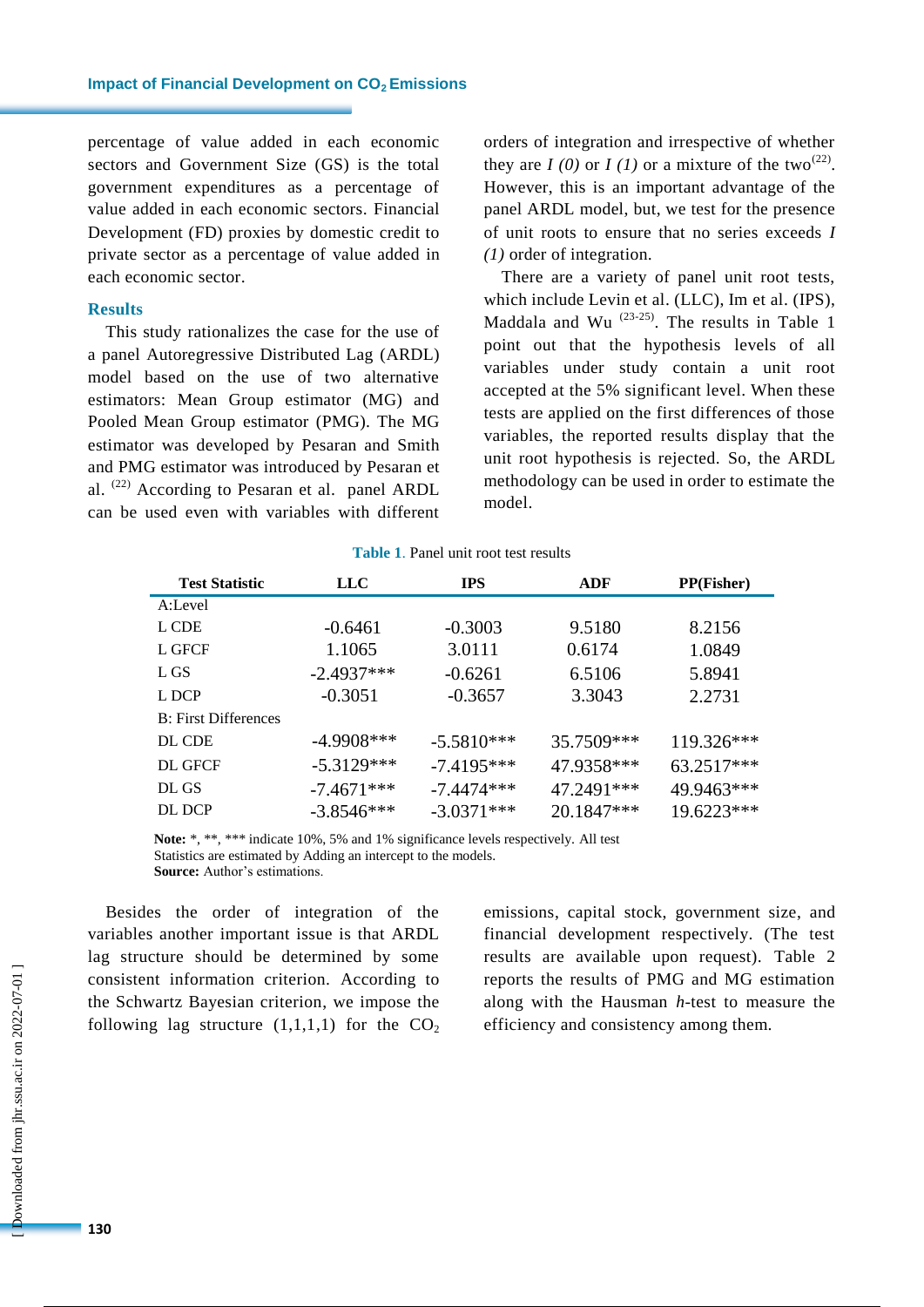percentage of value added in each economic sectors and Government Size (GS) is the total government expenditures as a percentage of value added in each economic sectors. Financial Development (FD) proxies by domestic credit to private sector as a percentage of value added in each economic sector.

## Results

This study rationalizes the case for the use of a panel Autoregressive Distributed Lag (ARDL) model based on the use of two alternative estimators: Mean Group estimator (MG) and Pooled Mean Group estimator (PMG). The MG estimator was developed by Pesaran and Smith and PMG estimator was introduced by Pesaran et al. [22] According to Pesaran et al. panel ARDL can be used even with variables with different orders of integration and irrespective of whether they are *I (0)* or *I (1)* or a mixture of the two[22]. However, this is an important advantage of the panel ARDL model, but, we test for the presence of unit roots to ensure that no series exceeds *I (1)* order of integration.

There are a variety of panel unit root tests, which include Levin et al. (LLC), Im et al. (IPS), Maddala and Wu [23-25]. The results in Table 1 point out that the hypothesis levels of all variables under study contain a unit root accepted at the 5% significant level. When these tests are applied on the first differences of those variables, the reported results display that the unit root hypothesis is rejected. So, the ARDL methodology can be used in order to estimate the model.

**Table 1**. Panel unit root test results

| Test Statistic | LLC | IPS | ADF | PP(Fisher) |
|---|---|---|---|---|
| A:Level | | | | |
| L CDE | -0.6461 | -0.3003 | 9.5180 | 8.2156 |
| L GFCF | 1.1065 | 3.0111 | 0.6174 | 1.0849 |
| L GS | -2.4937*** | -0.6261 | 6.5106 | 5.8941 |
| L DCP | -0.3051 | -0.3657 | 3.3043 | 2.2731 |
| B: First Differences | | | | |
| DL CDE | -4.9908*** | -5.5810*** | 35.7509*** | 119.326*** |
| DL GFCF | -5.3129*** | -7.4195*** | 47.9358*** | 63.2517*** |
| DL GS | -7.4671*** | -7.4474*** | 47.2491*** | 49.9463*** |
| DL DCP | -3.8546*** | -3.0371*** | 20.1847*** | 19.6223*** |

**Note:** *, **, *** indicate 10%, 5% and 1% significance levels respectively. All test Statistics are estimated by Adding an intercept to the models.
**Source:** Author's estimations.

Besides the order of integration of the variables another important issue is that ARDL lag structure should be determined by some consistent information criterion. According to the Schwartz Bayesian criterion, we impose the following lag structure (1,1,1,1) for the $CO_2$ emissions, capital stock, government size, and financial development respectively. (The test results are available upon request). Table 2 reports the results of PMG and MG estimation along with the Hausman *h*-test to measure the efficiency and consistency among them.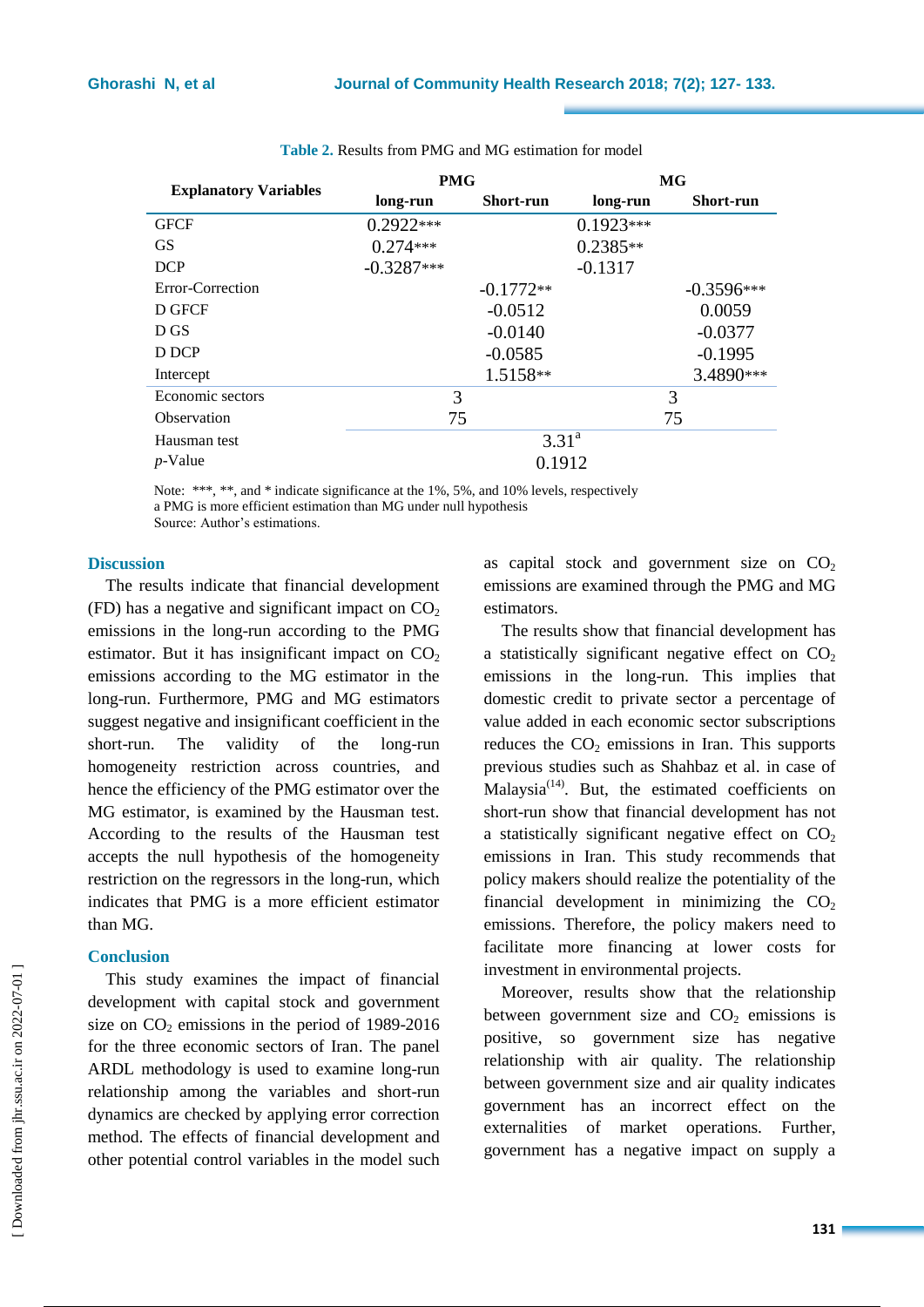**Table 2.** Results from PMG and MG estimation for model

| Explanatory Variables | PMG | | MG | |
|---|---|---|---|---|
| | long-run | Short-run | long-run | Short-run |
| GFCF | 0.2922*** | | 0.1923*** | |
| GS | 0.274*** | | 0.2385** | |
| DCP | -0.3287*** | | -0.1317 | |
| Error-Correction | | -0.1772** | | -0.3596*** |
| D GFCF | | -0.0512 | | 0.0059 |
| D GS | | -0.0140 | | -0.0377 |
| D DCP | | -0.0585 | | -0.1995 |
| Intercept | | 1.5158** | | 3.4890*** |
| Economic sectors | 3 | | 3 | |
| Observation | 75 | | 75 | |
| Hausman test | 3.31[a] | | | |
| *p*-Value | 0.1912 | | | |

Note: ***, **, and * indicate significance at the 1%, 5%, and 10% levels, respectively
a PMG is more efficient estimation than MG under null hypothesis
Source: Author's estimations.

## Discussion

The results indicate that financial development (FD) has a negative and significant impact on $CO_2$ emissions in the long-run according to the PMG estimator. But it has insignificant impact on $CO_2$ emissions according to the MG estimator in the long-run. Furthermore, PMG and MG estimators suggest negative and insignificant coefficient in the short-run. The validity of the long-run homogeneity restriction across countries, and hence the efficiency of the PMG estimator over the MG estimator, is examined by the Hausman test. According to the results of the Hausman test accepts the null hypothesis of the homogeneity restriction on the regressors in the long-run, which indicates that PMG is a more efficient estimator than MG.

## Conclusion

This study examines the impact of financial development with capital stock and government size on $CO_2$ emissions in the period of 1989-2016 for the three economic sectors of Iran. The panel ARDL methodology is used to examine long-run relationship among the variables and short-run dynamics are checked by applying error correction method. The effects of financial development and other potential control variables in the model such as capital stock and government size on $CO_2$ emissions are examined through the PMG and MG estimators.

The results show that financial development has a statistically significant negative effect on $CO_2$ emissions in the long-run. This implies that domestic credit to private sector a percentage of value added in each economic sector subscriptions reduces the $CO_2$ emissions in Iran. This supports previous studies such as Shahbaz et al. in case of Malaysia[14]. But, the estimated coefficients on short-run show that financial development has not a statistically significant negative effect on $CO_2$ emissions in Iran. This study recommends that policy makers should realize the potentiality of the financial development in minimizing the $CO_2$ emissions. Therefore, the policy makers need to facilitate more financing at lower costs for investment in environmental projects.

Moreover, results show that the relationship between government size and $CO_2$ emissions is positive, so government size has negative relationship with air quality. The relationship between government size and air quality indicates government has an incorrect effect on the externalities of market operations. Further, government has a negative impact on supply a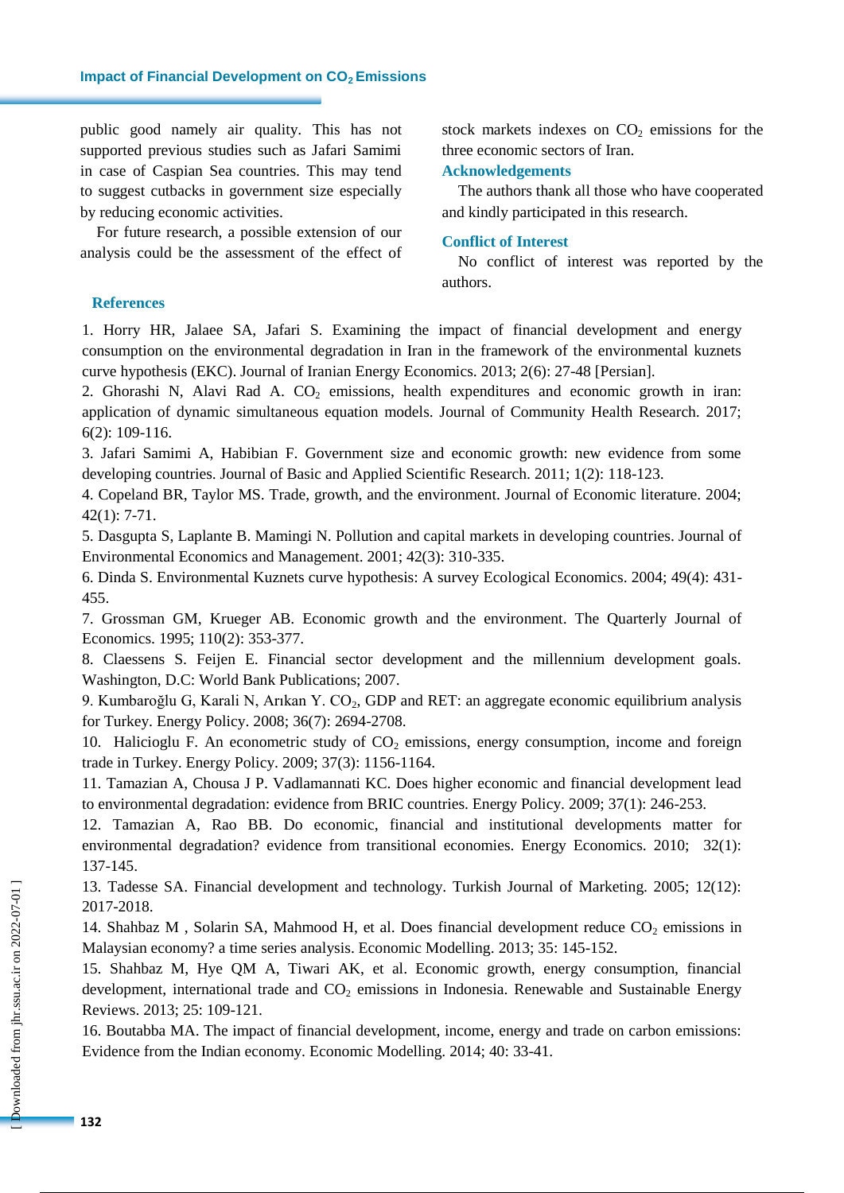public good namely air quality. This has not supported previous studies such as Jafari Samimi in case of Caspian Sea countries. This may tend to suggest cutbacks in government size especially by reducing economic activities.

For future research, a possible extension of our analysis could be the assessment of the effect of stock markets indexes on $CO_2$ emissions for the three economic sectors of Iran.

## Acknowledgements

The authors thank all those who have cooperated and kindly participated in this research.

## Conflict of Interest

No conflict of interest was reported by the authors.

## References

1. Horry HR, Jalaee SA, Jafari S. Examining the impact of financial development and energy consumption on the environmental degradation in Iran in the framework of the environmental kuznets curve hypothesis (EKC). Journal of Iranian Energy Economics. 2013; 2(6): 27-48 [Persian].
2. Ghorashi N, Alavi Rad A. $CO_2$ emissions, health expenditures and economic growth in iran: application of dynamic simultaneous equation models. Journal of Community Health Research. 2017; 6(2): 109-116.
3. Jafari Samimi A, Habibian F. Government size and economic growth: new evidence from some developing countries. Journal of Basic and Applied Scientific Research. 2011; 1(2): 118-123.
4. Copeland BR, Taylor MS. Trade, growth, and the environment. Journal of Economic literature. 2004; 42(1): 7-71.
5. Dasgupta S, Laplante B. Mamingi N. Pollution and capital markets in developing countries. Journal of Environmental Economics and Management. 2001; 42(3): 310-335.
6. Dinda S. Environmental Kuznets curve hypothesis: A survey Ecological Economics. 2004; 49(4): 431-455.
7. Grossman GM, Krueger AB. Economic growth and the environment. The Quarterly Journal of Economics. 1995; 110(2): 353-377.
8. Claessens S. Feijen E. Financial sector development and the millennium development goals. Washington, D.C: World Bank Publications; 2007.
9. Kumbaroğlu G, Karali N, Arıkan Y. $CO_2$, GDP and RET: an aggregate economic equilibrium analysis for Turkey. Energy Policy. 2008; 36(7): 2694-2708.
10. Halicioglu F. An econometric study of $CO_2$ emissions, energy consumption, income and foreign trade in Turkey. Energy Policy. 2009; 37(3): 1156-1164.
11. Tamazian A, Chousa J P. Vadlamannati KC. Does higher economic and financial development lead to environmental degradation: evidence from BRIC countries. Energy Policy. 2009; 37(1): 246-253.
12. Tamazian A, Rao BB. Do economic, financial and institutional developments matter for environmental degradation? evidence from transitional economies. Energy Economics. 2010; 32(1): 137-145.
13. Tadesse SA. Financial development and technology. Turkish Journal of Marketing. 2005; 12(12): 2017-2018.
14. Shahbaz M , Solarin SA, Mahmood H, et al. Does financial development reduce $CO_2$ emissions in Malaysian economy? a time series analysis. Economic Modelling. 2013; 35: 145-152.
15. Shahbaz M, Hye QM A, Tiwari AK, et al. Economic growth, energy consumption, financial development, international trade and $CO_2$ emissions in Indonesia. Renewable and Sustainable Energy Reviews. 2013; 25: 109-121.
16. Boutabba MA. The impact of financial development, income, energy and trade on carbon emissions: Evidence from the Indian economy. Economic Modelling. 2014; 40: 33-41.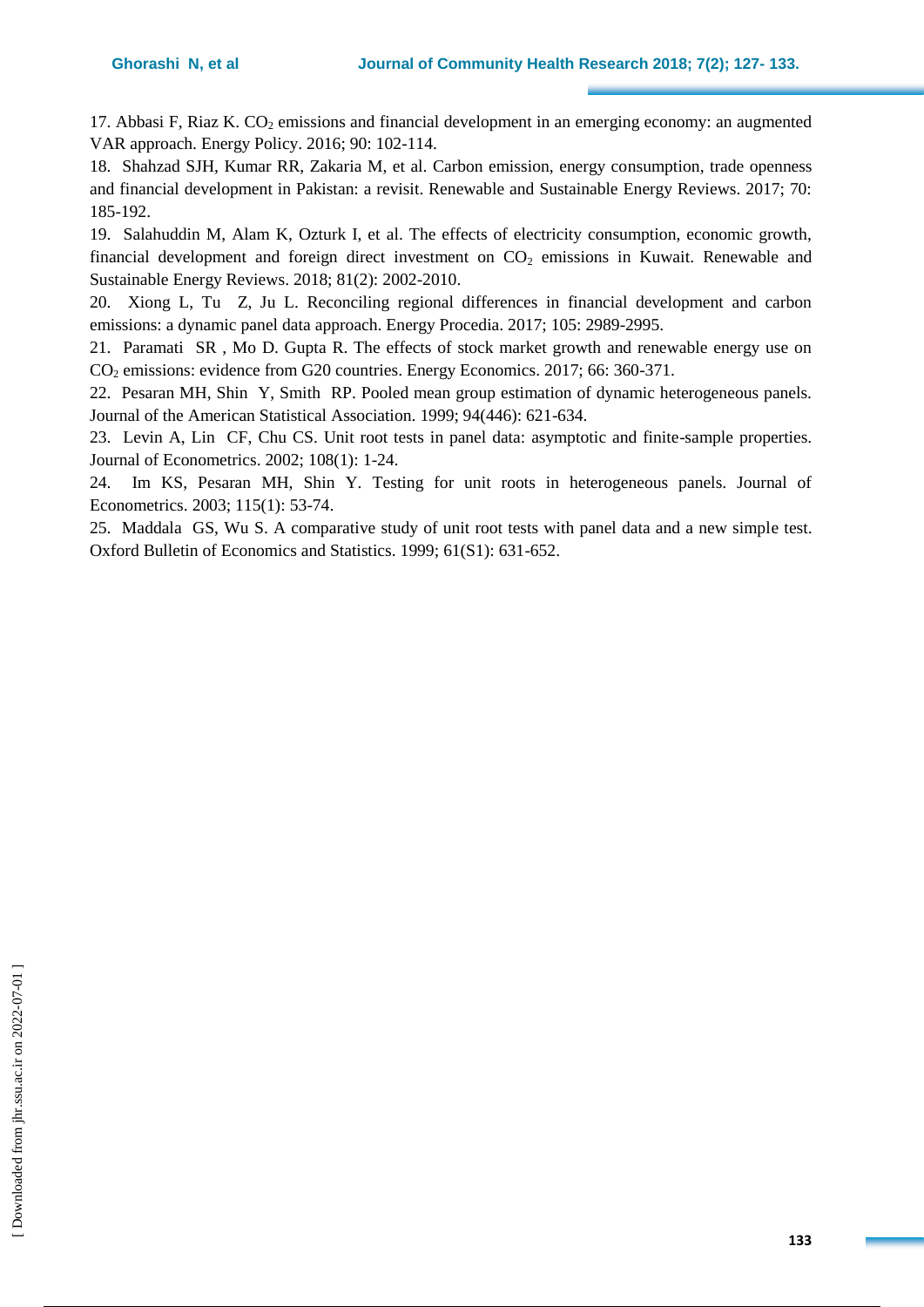17. Abbasi F, Riaz K. $CO_2$ emissions and financial development in an emerging economy: an augmented VAR approach. Energy Policy. 2016; 90: 102-114.

18. Shahzad SJH, Kumar RR, Zakaria M, et al. Carbon emission, energy consumption, trade openness and financial development in Pakistan: a revisit. Renewable and Sustainable Energy Reviews. 2017; 70: 185-192.

19. Salahuddin M, Alam K, Ozturk I, et al. The effects of electricity consumption, economic growth, financial development and foreign direct investment on $CO_2$ emissions in Kuwait. Renewable and Sustainable Energy Reviews. 2018; 81(2): 2002-2010.

20. Xiong L, Tu Z, Ju L. Reconciling regional differences in financial development and carbon emissions: a dynamic panel data approach. Energy Procedia. 2017; 105: 2989-2995.

21. Paramati SR , Mo D. Gupta R. The effects of stock market growth and renewable energy use on $CO_2$ emissions: evidence from G20 countries. Energy Economics. 2017; 66: 360-371.

22. Pesaran MH, Shin Y, Smith RP. Pooled mean group estimation of dynamic heterogeneous panels. Journal of the American Statistical Association. 1999; 94(446): 621-634.

23. Levin A, Lin CF, Chu CS. Unit root tests in panel data: asymptotic and finite-sample properties. Journal of Econometrics. 2002; 108(1): 1-24.

24. Im KS, Pesaran MH, Shin Y. Testing for unit roots in heterogeneous panels. Journal of Econometrics. 2003; 115(1): 53-74.

25. Maddala GS, Wu S. A comparative study of unit root tests with panel data and a new simple test. Oxford Bulletin of Economics and Statistics. 1999; 61(S1): 631-652.